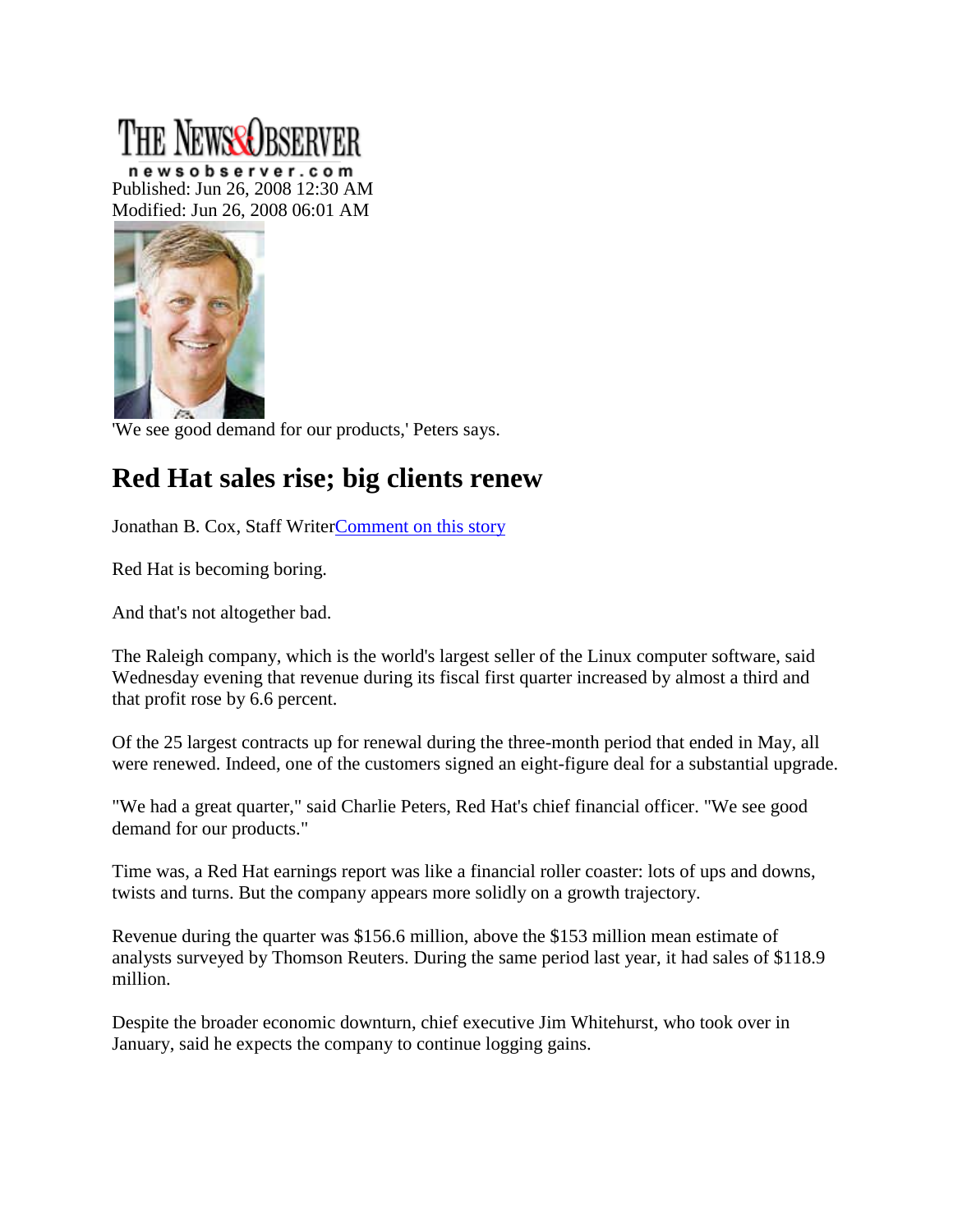THE NEWS&OBSERVER

newsobserver.com

Published: Jun 26, 2008 12:30 AM
Modified: Jun 26, 2008 06:01 AM

'We see good demand for our products,' Peters says.

# Red Hat sales rise; big clients renew

Jonathan B. Cox, Staff Writer[Comment on this story]

Red Hat is becoming boring.

And that's not altogether bad.

The Raleigh company, which is the world's largest seller of the Linux computer software, said Wednesday evening that revenue during its fiscal first quarter increased by almost a third and that profit rose by 6.6 percent.

Of the 25 largest contracts up for renewal during the three-month period that ended in May, all were renewed. Indeed, one of the customers signed an eight-figure deal for a substantial upgrade.

"We had a great quarter," said Charlie Peters, Red Hat's chief financial officer. "We see good demand for our products."

Time was, a Red Hat earnings report was like a financial roller coaster: lots of ups and downs, twists and turns. But the company appears more solidly on a growth trajectory.

Revenue during the quarter was $156.6 million, above the $153 million mean estimate of analysts surveyed by Thomson Reuters. During the same period last year, it had sales of $118.9 million.

Despite the broader economic downturn, chief executive Jim Whitehurst, who took over in January, said he expects the company to continue logging gains.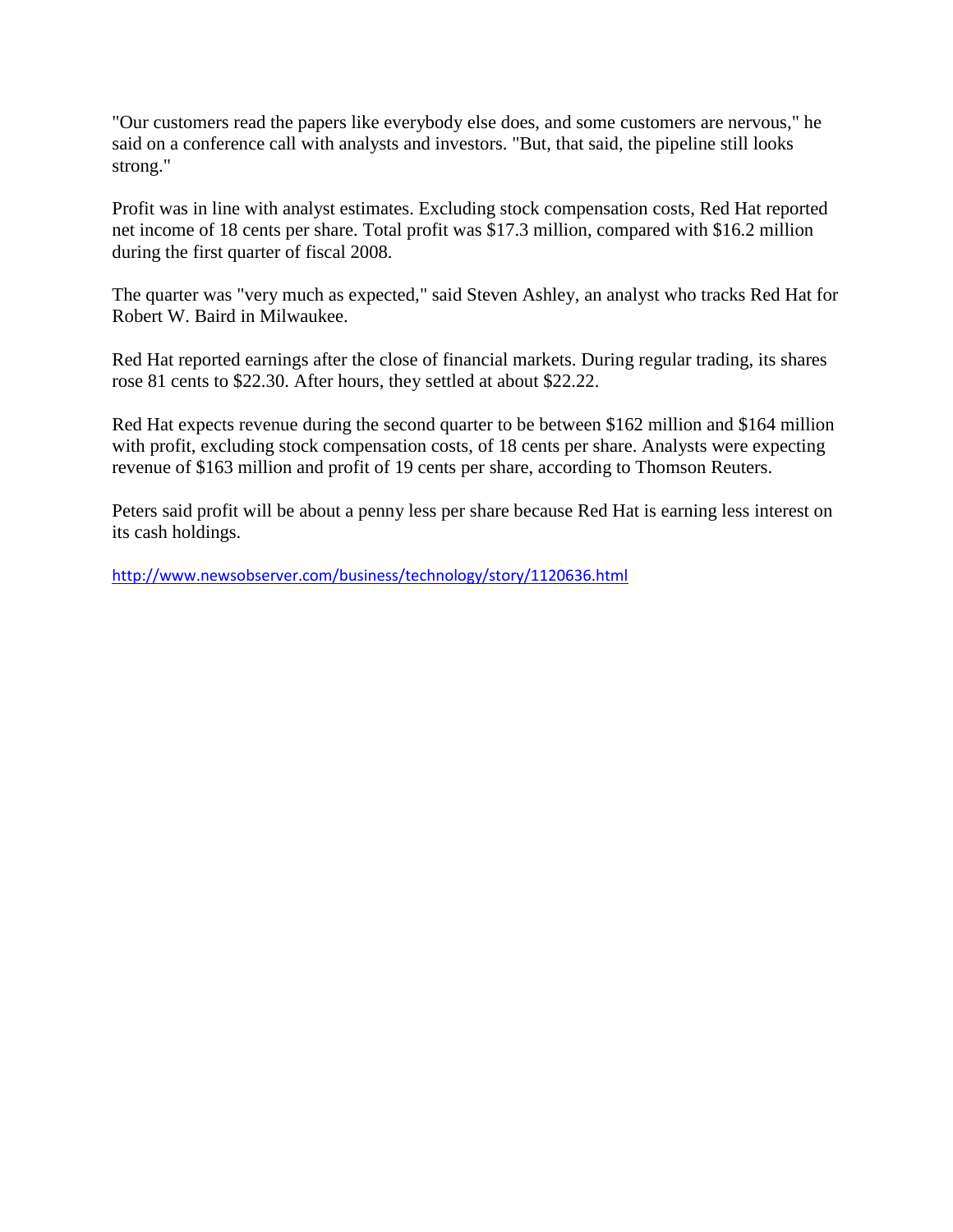"Our customers read the papers like everybody else does, and some customers are nervous," he said on a conference call with analysts and investors. "But, that said, the pipeline still looks strong."

Profit was in line with analyst estimates. Excluding stock compensation costs, Red Hat reported net income of 18 cents per share. Total profit was $17.3 million, compared with $16.2 million during the first quarter of fiscal 2008.

The quarter was "very much as expected," said Steven Ashley, an analyst who tracks Red Hat for Robert W. Baird in Milwaukee.

Red Hat reported earnings after the close of financial markets. During regular trading, its shares rose 81 cents to $22.30. After hours, they settled at about $22.22.

Red Hat expects revenue during the second quarter to be between $162 million and $164 million with profit, excluding stock compensation costs, of 18 cents per share. Analysts were expecting revenue of $163 million and profit of 19 cents per share, according to Thomson Reuters.

Peters said profit will be about a penny less per share because Red Hat is earning less interest on its cash holdings.

http://www.newsobserver.com/business/technology/story/1120636.html